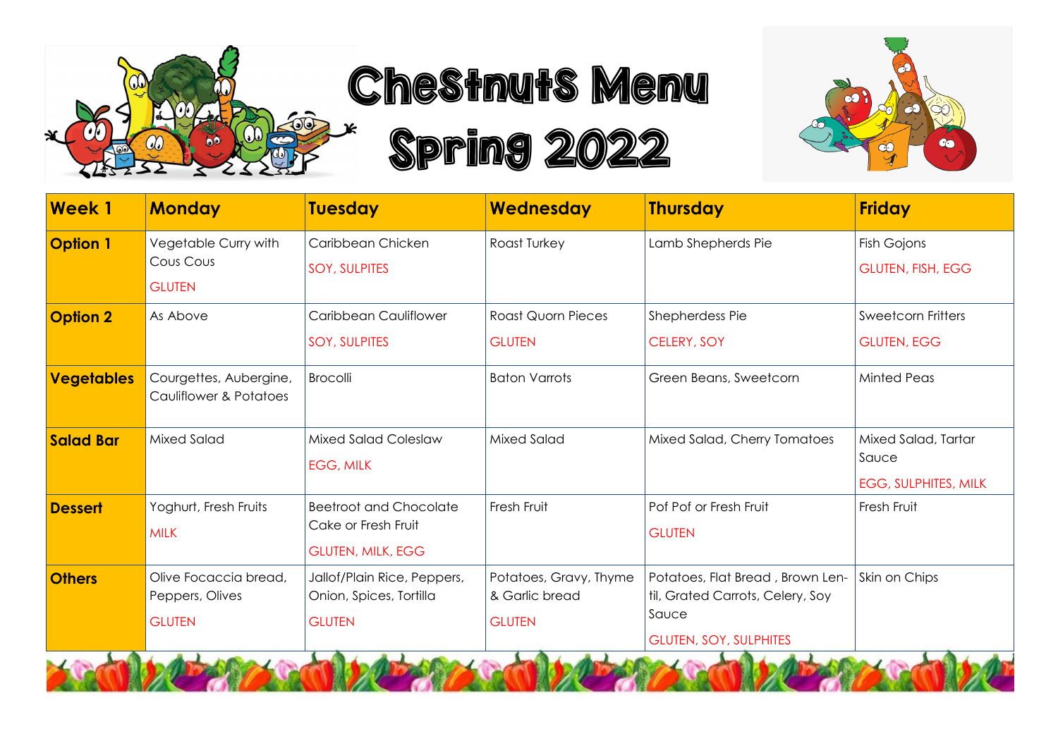# Chestnuts Menu Spring 2022

| Week 1 | Monday | Tuesday | Wednesday | Thursday | Friday |
|---|---|---|---|---|---|
| **Option 1** | Vegetable Curry with Cous Cous<br>GLUTEN | Caribbean Chicken<br>SOY, SULPITES | Roast Turkey | Lamb Shepherds Pie | Fish Gojons<br>GLUTEN, FISH, EGG |
| **Option 2** | As Above | Caribbean Cauliflower<br>SOY, SULPITES | Roast Quorn Pieces<br>GLUTEN | Shepherdess Pie<br>CELERY, SOY | Sweetcorn Fritters<br>GLUTEN, EGG |
| **Vegetables** | Courgettes, Aubergine, Cauliflower & Potatoes | Brocolli | Baton Varrots | Green Beans, Sweetcorn | Minted Peas |
| **Salad Bar** | Mixed Salad | Mixed Salad Coleslaw<br>EGG, MILK | Mixed Salad | Mixed Salad, Cherry Tomatoes | Mixed Salad, Tartar Sauce<br>EGG, SULPHITES, MILK |
| **Dessert** | Yoghurt, Fresh Fruits<br>MILK | Beetroot and Chocolate Cake or Fresh Fruit<br>GLUTEN, MILK, EGG | Fresh Fruit | Pof Pof or Fresh Fruit<br>GLUTEN | Fresh Fruit |
| **Others** | Olive Focaccia bread, Peppers, Olives<br>GLUTEN | Jallof/Plain Rice, Peppers, Onion, Spices, Tortilla<br>GLUTEN | Potatoes, Gravy, Thyme & Garlic bread<br>GLUTEN | Potatoes, Flat Bread , Brown Lentil, Grated Carrots, Celery, Soy Sauce<br>GLUTEN, SOY, SULPHITES | Skin on Chips |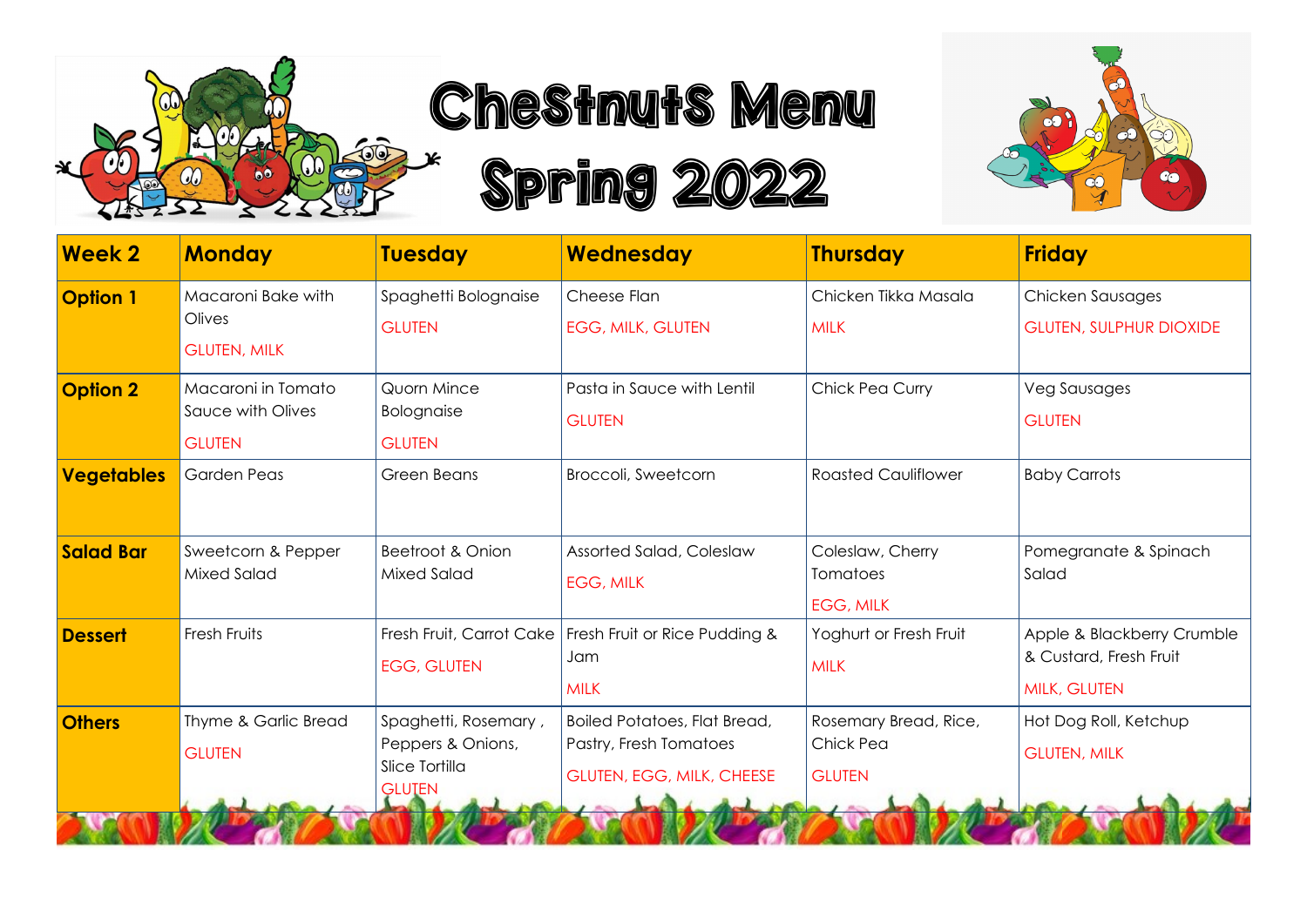# Chestnuts Menu

## Spring 2022

| Week 2 | Monday | Tuesday | Wednesday | Thursday | Friday |
|---|---|---|---|---|---|
| **Option 1** | Macaroni Bake with Olives<br>GLUTEN, MILK | Spaghetti Bolognaise<br>GLUTEN | Cheese Flan<br>EGG, MILK, GLUTEN | Chicken Tikka Masala<br>MILK | Chicken Sausages<br>GLUTEN, SULPHUR DIOXIDE |
| **Option 2** | Macaroni in Tomato Sauce with Olives<br>GLUTEN | Quorn Mince Bolognaise<br>GLUTEN | Pasta in Sauce with Lentil<br>GLUTEN | Chick Pea Curry | Veg Sausages<br>GLUTEN |
| **Vegetables** | Garden Peas | Green Beans | Broccoli, Sweetcorn | Roasted Cauliflower | Baby Carrots |
| **Salad Bar** | Sweetcorn & Pepper Mixed Salad | Beetroot & Onion Mixed Salad | Assorted Salad, Coleslaw<br>EGG, MILK | Coleslaw, Cherry Tomatoes<br>EGG, MILK | Pomegranate & Spinach Salad |
| **Dessert** | Fresh Fruits | Fresh Fruit, Carrot Cake<br>EGG, GLUTEN | Fresh Fruit or Rice Pudding & Jam<br>MILK | Yoghurt or Fresh Fruit<br>MILK | Apple & Blackberry Crumble & Custard, Fresh Fruit<br>MILK, GLUTEN |
| **Others** | Thyme & Garlic Bread<br>GLUTEN | Spaghetti, Rosemary , Peppers & Onions, Slice Tortilla<br>GLUTEN | Boiled Potatoes, Flat Bread, Pastry, Fresh Tomatoes<br>GLUTEN, EGG, MILK, CHEESE | Rosemary Bread, Rice, Chick Pea<br>GLUTEN | Hot Dog Roll, Ketchup<br>GLUTEN, MILK |